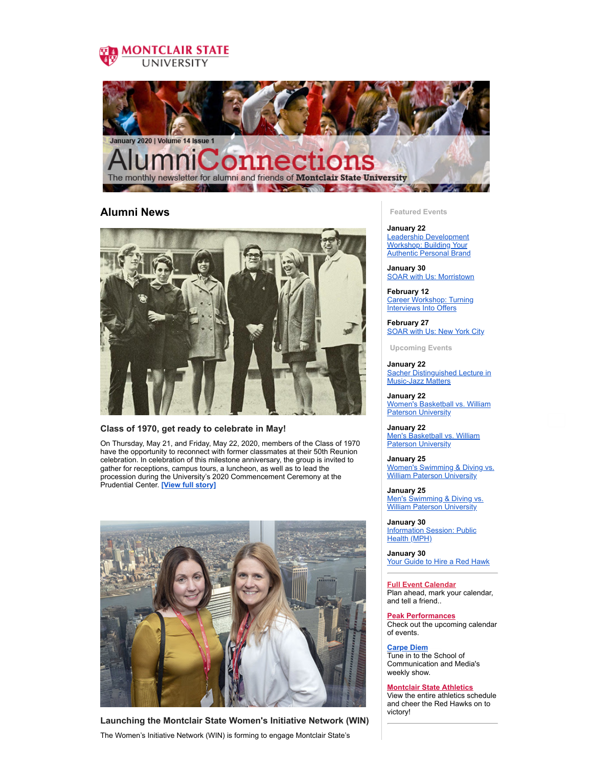# Alumni Connections

January 2020 | Volume 14 Issue 1

The monthly newsletter for alumni and friends of **Montclair State University**

## Alumni News

### Class of 1970, get ready to celebrate in May!

On Thursday, May 21, and Friday, May 22, 2020, members of the Class of 1970 have the opportunity to reconnect with former classmates at their 50th Reunion celebration. In celebration of this milestone anniversary, the group is invited to gather for receptions, campus tours, a luncheon, as well as to lead the procession during the University's 2020 Commencement Ceremony at the Prudential Center. **[View full story]**

### Launching the Montclair State Women's Initiative Network (WIN)

The Women's Initiative Network (WIN) is forming to engage Montclair State's

---

#### Featured Events

**January 22**
Leadership Development Workshop: Building Your Authentic Personal Brand

**January 30**
SOAR with Us: Morristown

**February 12**
Career Workshop: Turning Interviews Into Offers

**February 27**
SOAR with Us: New York City

#### Upcoming Events

**January 22**
Sacher Distinguished Lecture in Music-Jazz Matters

**January 22**
Women's Basketball vs. William Paterson University

**January 22**
Men's Basketball vs. William Paterson University

**January 25**
Women's Swimming & Diving vs. William Paterson University

**January 25**
Men's Swimming & Diving vs. William Paterson University

**January 30**
Information Session: Public Health (MPH)

**January 30**
Your Guide to Hire a Red Hawk

**Full Event Calendar**
Plan ahead, mark your calendar, and tell a friend..

**Peak Performances**
Check out the upcoming calendar of events.

**Carpe Diem**
Tune in to the School of Communication and Media's weekly show.

**Montclair State Athletics**
View the entire athletics schedule and cheer the Red Hawks on to victory!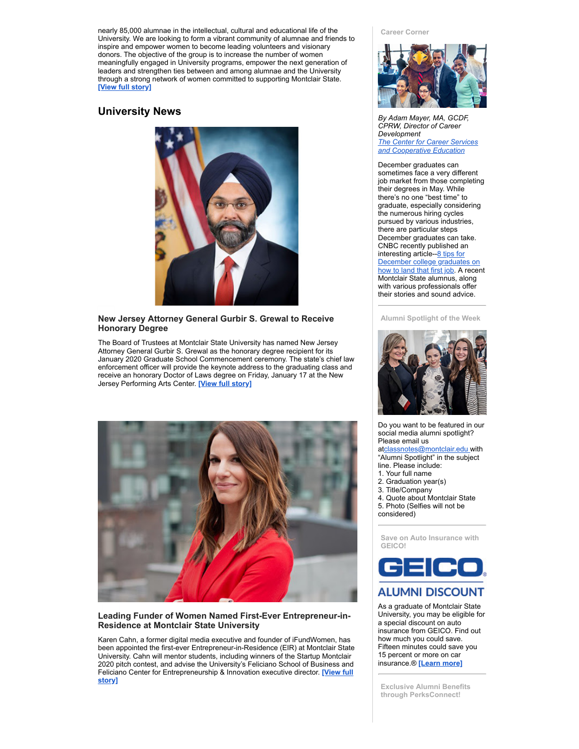nearly 85,000 alumnae in the intellectual, cultural and educational life of the University. We are looking to form a vibrant community of alumnae and friends to inspire and empower women to become leading volunteers and visionary donors. The objective of the group is to increase the number of women meaningfully engaged in University programs, empower the next generation of leaders and strengthen ties between and among alumnae and the University through a strong network of women committed to supporting Montclair State. **[View full story]**

## University News

### New Jersey Attorney General Gurbir S. Grewal to Receive Honorary Degree

The Board of Trustees at Montclair State University has named New Jersey Attorney General Gurbir S. Grewal as the honorary degree recipient for its January 2020 Graduate School Commencement ceremony. The state's chief law enforcement officer will provide the keynote address to the graduating class and receive an honorary Doctor of Laws degree on Friday, January 17 at the New Jersey Performing Arts Center. **[View full story]**

### Leading Funder of Women Named First-Ever Entrepreneur-in-Residence at Montclair State University

Karen Cahn, a former digital media executive and founder of iFundWomen, has been appointed the first-ever Entrepreneur-in-Residence (EIR) at Montclair State University. Cahn will mentor students, including winners of the Startup Montclair 2020 pitch contest, and advise the University's Feliciano School of Business and Feliciano Center for Entrepreneurship & Innovation executive director. **[View full story]**

#### Career Corner

*By Adam Mayer, MA, GCDF, CPRW, Director of Career Development*
*The Center for Career Services and Cooperative Education*

December graduates can sometimes face a very different job market from those completing their degrees in May. While there's no one "best time" to graduate, especially considering the numerous hiring cycles pursued by various industries, there are particular steps December graduates can take. CNBC recently published an interesting article--8 tips for December college graduates on how to land that first job. A recent Montclair State alumnus, along with various professionals offer their stories and sound advice.

#### Alumni Spotlight of the Week

Do you want to be featured in our social media alumni spotlight? Please email us atclassnotes@montclair.edu with "Alumni Spotlight" in the subject line. Please include:

1. Your full name
2. Graduation year(s)
3. Title/Company
4. Quote about Montclair State
5. Photo (Selfies will not be considered)

#### Save on Auto Insurance with GEICO!

GEICO ALUMNI DISCOUNT

As a graduate of Montclair State University, you may be eligible for a special discount on auto insurance from GEICO. Find out how much you could save. Fifteen minutes could save you 15 percent or more on car insurance.® **[Learn more]**

#### Exclusive Alumni Benefits through PerksConnect!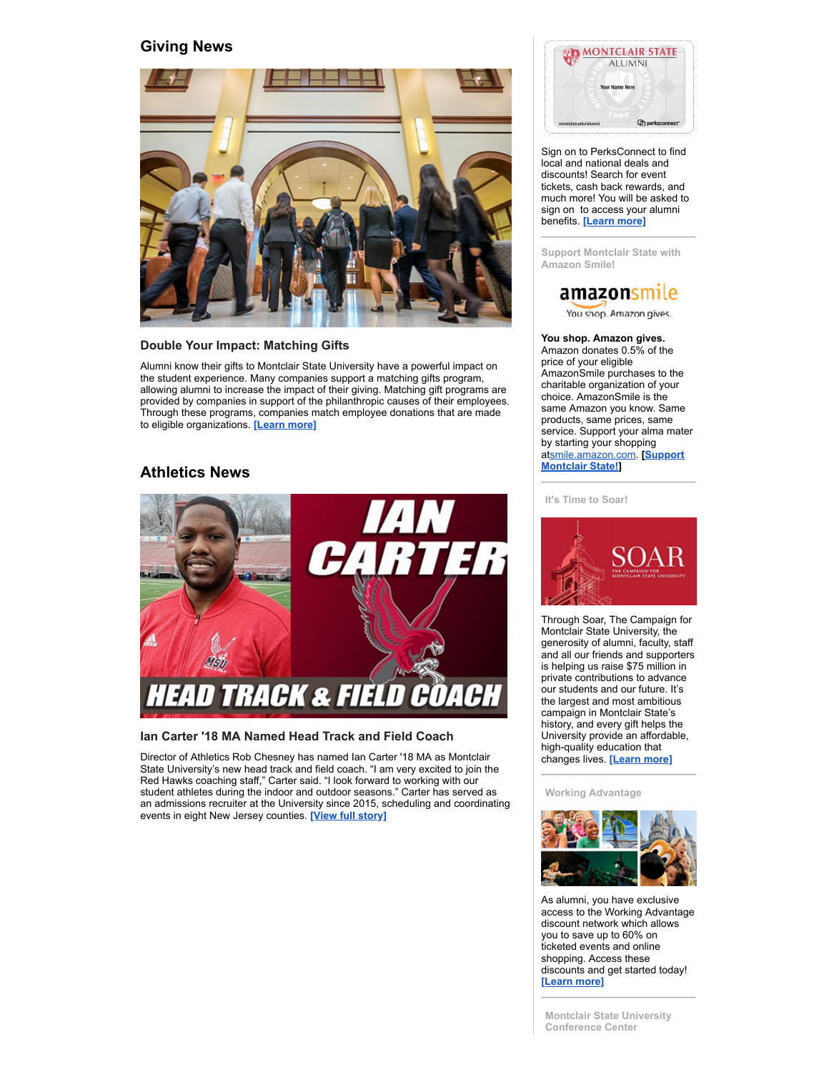## Giving News

### Double Your Impact: Matching Gifts

Alumni know their gifts to Montclair State University have a powerful impact on the student experience. Many companies support a matching gifts program, allowing alumni to increase the impact of their giving. Matching gift programs are provided by companies in support of the philanthropic causes of their employees. Through these programs, companies match employee donations that are made to eligible organizations. [Learn more]

## Athletics News

### Ian Carter '18 MA Named Head Track and Field Coach

Director of Athletics Rob Chesney has named Ian Carter '18 MA as Montclair State University's new head track and field coach. "I am very excited to join the Red Hawks coaching staff," Carter said. "I look forward to working with our student athletes during the indoor and outdoor seasons." Carter has served as an admissions recruiter at the University since 2015, scheduling and coordinating events in eight New Jersey counties. [View full story]

Sign on to PerksConnect to find local and national deals and discounts! Search for event tickets, cash back rewards, and much more! You will be asked to sign on to access your alumni benefits. [Learn more]

**Support Montclair State with Amazon Smile!**

**You shop. Amazon gives.**
Amazon donates 0.5% of the price of your eligible AmazonSmile purchases to the charitable organization of your choice. AmazonSmile is the same Amazon you know. Same products, same prices, same service. Support your alma mater by starting your shopping atsmile.amazon.com. **[Support Montclair State!]**

**It's Time to Soar!**

Through Soar, The Campaign for Montclair State University, the generosity of alumni, faculty, staff and all our friends and supporters is helping us raise $75 million in private contributions to advance our students and our future. It's the largest and most ambitious campaign in Montclair State's history, and every gift helps the University provide an affordable, high-quality education that changes lives. [Learn more]

**Working Advantage**

As alumni, you have exclusive access to the Working Advantage discount network which allows you to save up to 60% on ticketed events and online shopping. Access these discounts and get started today! [Learn more]

**Montclair State University Conference Center**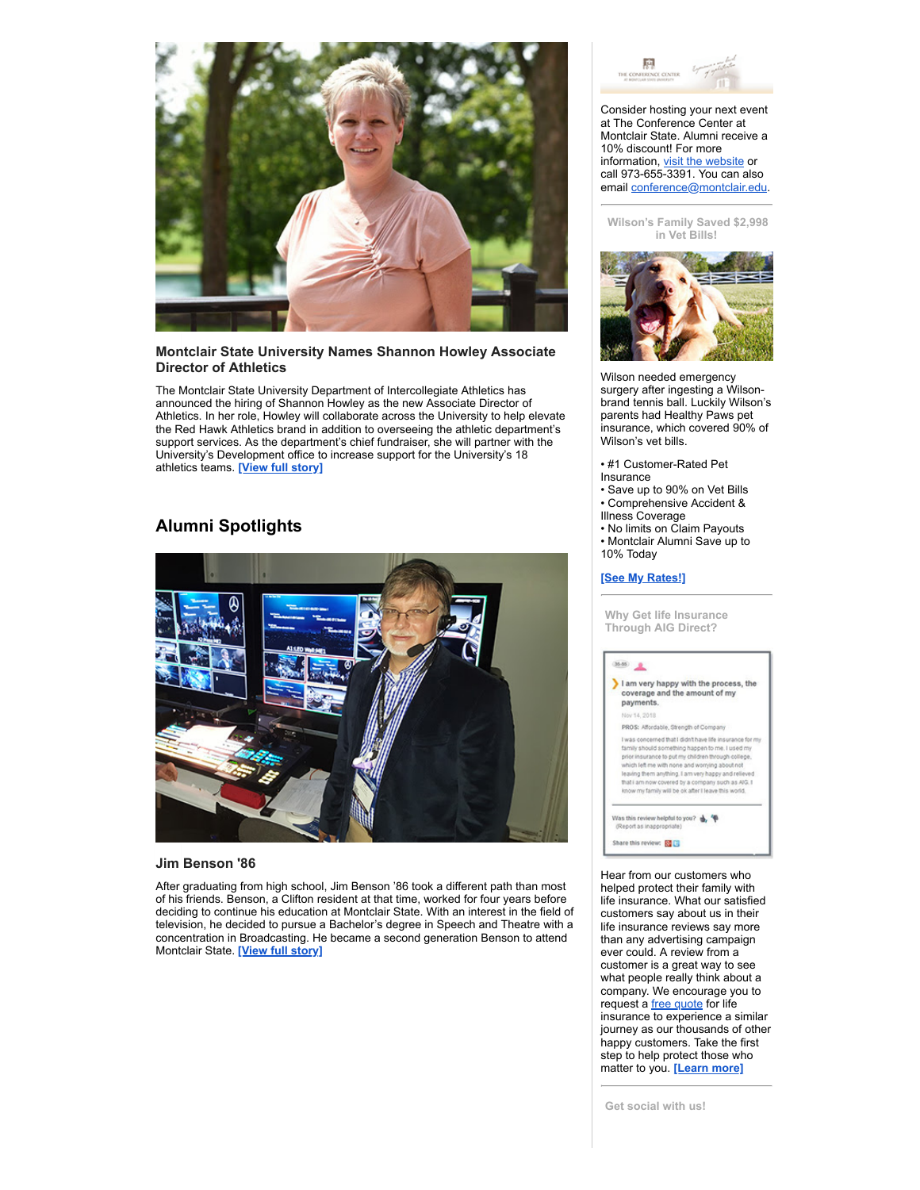### Montclair State University Names Shannon Howley Associate Director of Athletics

The Montclair State University Department of Intercollegiate Athletics has announced the hiring of Shannon Howley as the new Associate Director of Athletics. In her role, Howley will collaborate across the University to help elevate the Red Hawk Athletics brand in addition to overseeing the athletic department's support services. As the department's chief fundraiser, she will partner with the University's Development office to increase support for the University's 18 athletics teams. **[View full story]**

## Alumni Spotlights

### Jim Benson '86

After graduating from high school, Jim Benson '86 took a different path than most of his friends. Benson, a Clifton resident at that time, worked for four years before deciding to continue his education at Montclair State. With an interest in the field of television, he decided to pursue a Bachelor's degree in Speech and Theatre with a concentration in Broadcasting. He became a second generation Benson to attend Montclair State. **[View full story]**

Consider hosting your next event at The Conference Center at Montclair State. Alumni receive a 10% discount! For more information, visit the website or call 973-655-3391. You can also email conference@montclair.edu.

**Wilson's Family Saved $2,998 in Vet Bills!**

Wilson needed emergency surgery after ingesting a Wilson-brand tennis ball. Luckily Wilson's parents had Healthy Paws pet insurance, which covered 90% of Wilson's vet bills.

- #1 Customer-Rated Pet Insurance
- Save up to 90% on Vet Bills
- Comprehensive Accident & Illness Coverage
- No limits on Claim Payouts
- Montclair Alumni Save up to 10% Today

**[See My Rates!]**

**Why Get life Insurance Through AIG Direct?**

Hear from our customers who helped protect their family with life insurance. What our satisfied customers say about us in their life insurance reviews say more than any advertising campaign ever could. A review from a customer is a great way to see what people really think about a company. We encourage you to request a free quote for life insurance to experience a similar journey as our thousands of other happy customers. Take the first step to help protect those who matter to you. **[Learn more]**

**Get social with us!**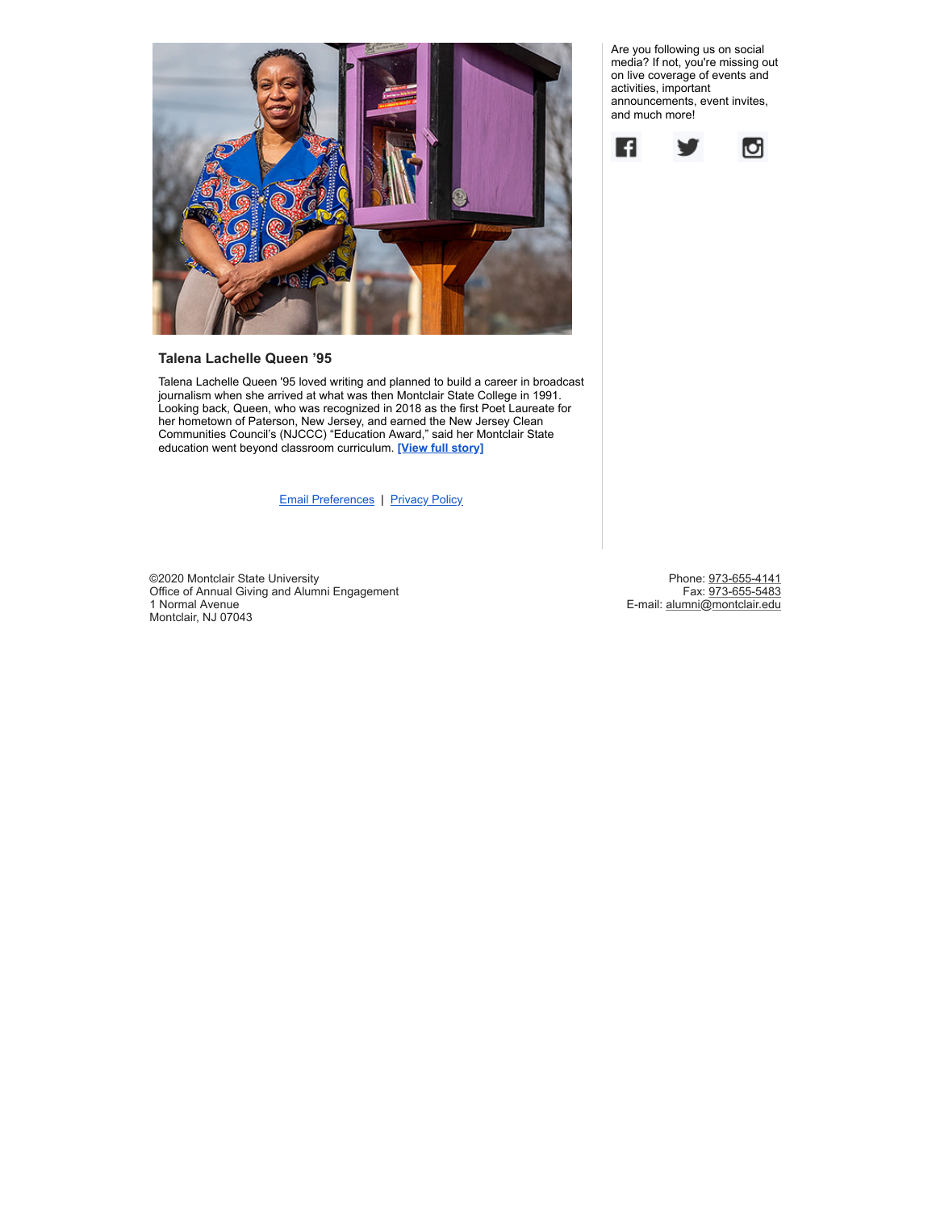### Talena Lachelle Queen ’95

Talena Lachelle Queen '95 loved writing and planned to build a career in broadcast journalism when she arrived at what was then Montclair State College in 1991. Looking back, Queen, who was recognized in 2018 as the first Poet Laureate for her hometown of Paterson, New Jersey, and earned the New Jersey Clean Communities Council’s (NJCCC) “Education Award,” said her Montclair State education went beyond classroom curriculum. **[View full story]**

Email Preferences | Privacy Policy

Are you following us on social media? If not, you're missing out on live coverage of events and activities, important announcements, event invites, and much more!

©2020 Montclair State University
Office of Annual Giving and Alumni Engagement
1 Normal Avenue
Montclair, NJ 07043

Phone: 973-655-4141
Fax: 973-655-5483
E-mail: alumni@montclair.edu